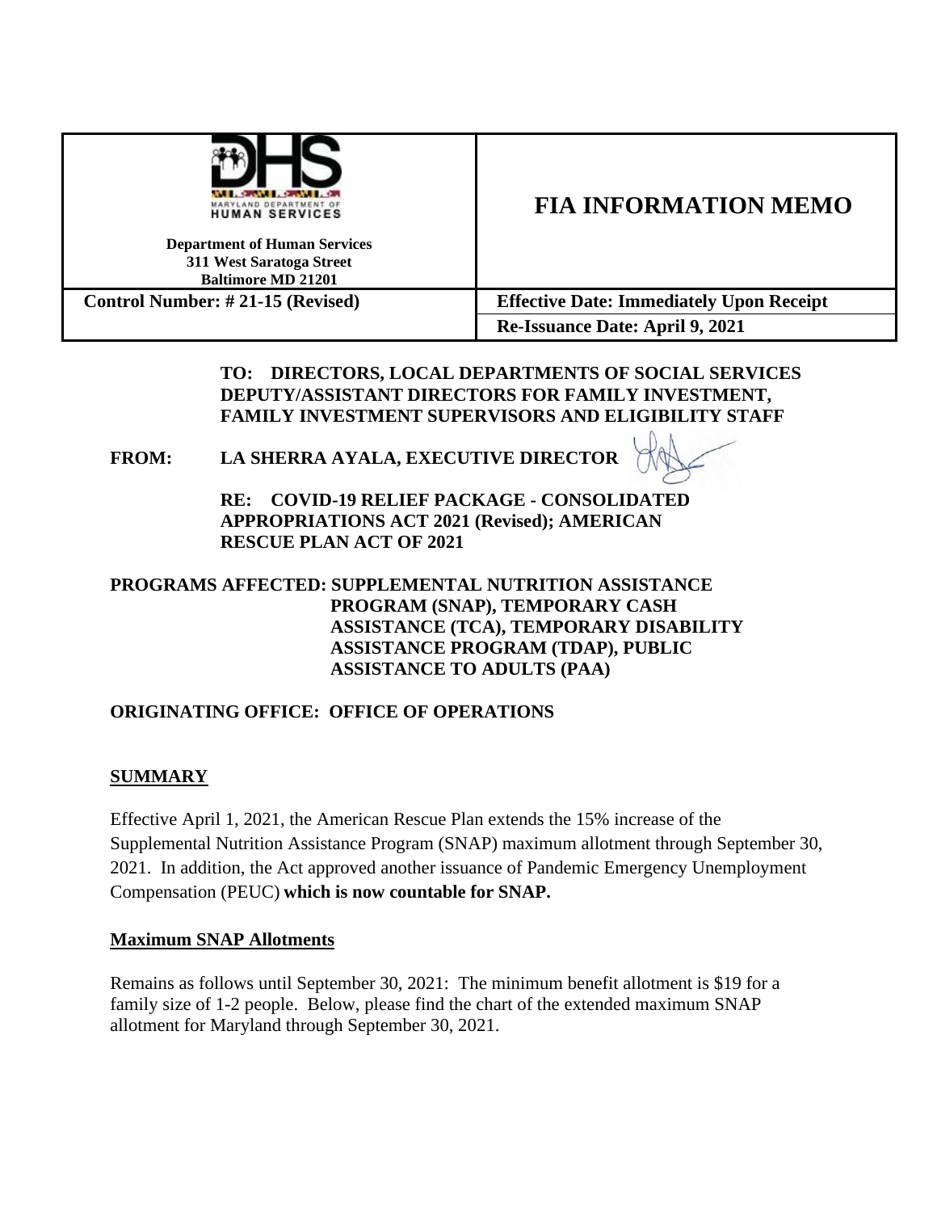| Department of Human Services<br>311 West Saratoga Street<br>Baltimore MD 21201 | **FIA INFORMATION MEMO** |
|---|---|
| **Control Number: # 21-15 (Revised)** | **Effective Date: Immediately Upon Receipt** |
| | **Re-Issuance Date: April 9, 2021** |

**TO: DIRECTORS, LOCAL DEPARTMENTS OF SOCIAL SERVICES DEPUTY/ASSISTANT DIRECTORS FOR FAMILY INVESTMENT, FAMILY INVESTMENT SUPERVISORS AND ELIGIBILITY STAFF**

**FROM: LA SHERRA AYALA, EXECUTIVE DIRECTOR**

**RE: COVID-19 RELIEF PACKAGE - CONSOLIDATED APPROPRIATIONS ACT 2021 (Revised); AMERICAN RESCUE PLAN ACT OF 2021**

**PROGRAMS AFFECTED: SUPPLEMENTAL NUTRITION ASSISTANCE PROGRAM (SNAP), TEMPORARY CASH ASSISTANCE (TCA), TEMPORARY DISABILITY ASSISTANCE PROGRAM (TDAP), PUBLIC ASSISTANCE TO ADULTS (PAA)**

**ORIGINATING OFFICE: OFFICE OF OPERATIONS**

## SUMMARY

Effective April 1, 2021, the American Rescue Plan extends the 15% increase of the Supplemental Nutrition Assistance Program (SNAP) maximum allotment through September 30, 2021. In addition, the Act approved another issuance of Pandemic Emergency Unemployment Compensation (PEUC) **which is now countable for SNAP.**

## Maximum SNAP Allotments

Remains as follows until September 30, 2021: The minimum benefit allotment is $19 for a family size of 1-2 people. Below, please find the chart of the extended maximum SNAP allotment for Maryland through September 30, 2021.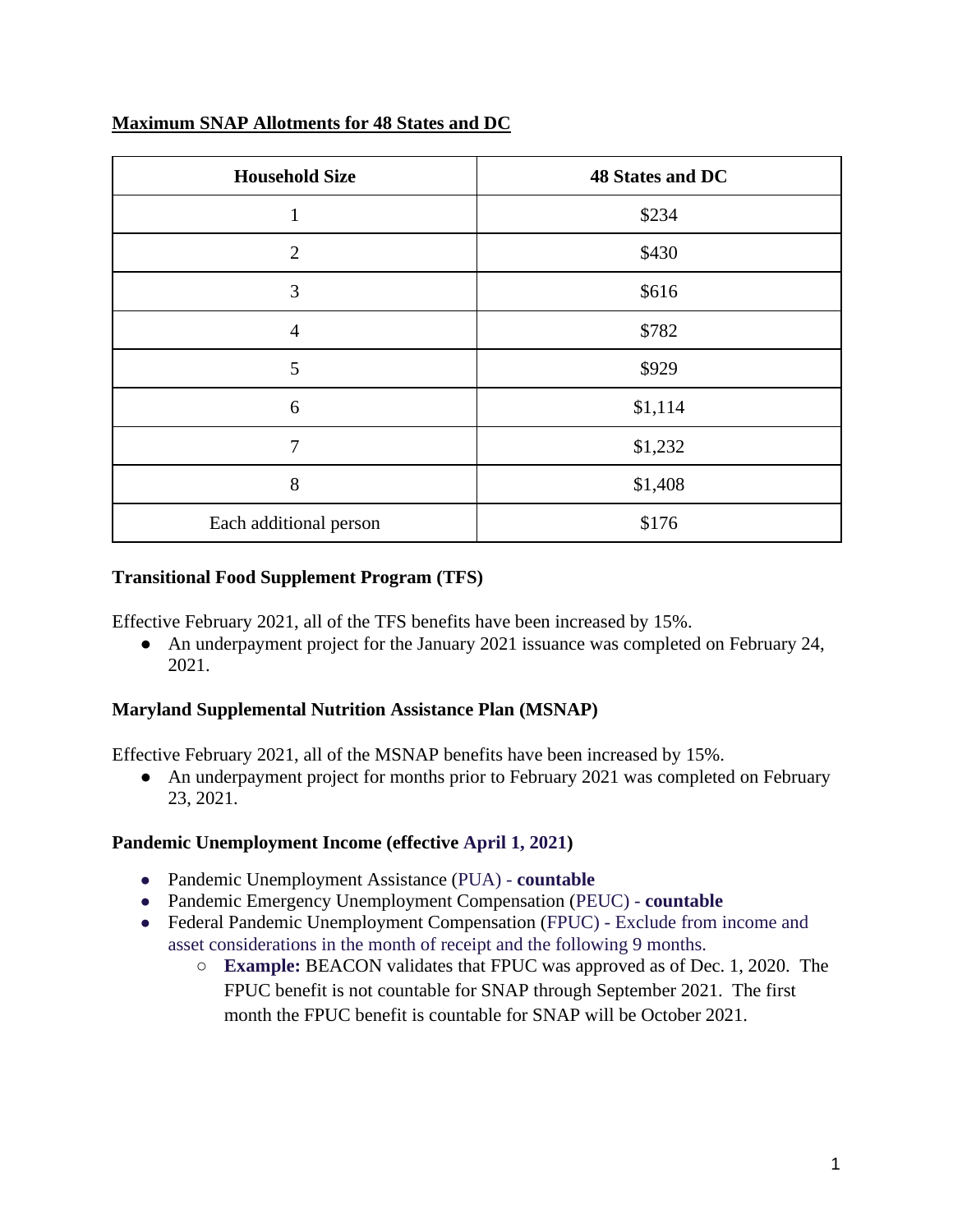**Maximum SNAP Allotments for 48 States and DC**

| Household Size | 48 States and DC |
|---|---|
| 1 | $234 |
| 2 | $430 |
| 3 | $616 |
| 4 | $782 |
| 5 | $929 |
| 6 | $1,114 |
| 7 | $1,232 |
| 8 | $1,408 |
| Each additional person | $176 |

**Transitional Food Supplement Program (TFS)**

Effective February 2021, all of the TFS benefits have been increased by 15%.

- An underpayment project for the January 2021 issuance was completed on February 24, 2021.

**Maryland Supplemental Nutrition Assistance Plan (MSNAP)**

Effective February 2021, all of the MSNAP benefits have been increased by 15%.

- An underpayment project for months prior to February 2021 was completed on February 23, 2021.

**Pandemic Unemployment Income (effective April 1, 2021)**

- Pandemic Unemployment Assistance (PUA) - **countable**
- Pandemic Emergency Unemployment Compensation (PEUC) - **countable**
- Federal Pandemic Unemployment Compensation (FPUC) - Exclude from income and asset considerations in the month of receipt and the following 9 months.
  - **Example:** BEACON validates that FPUC was approved as of Dec. 1, 2020. The FPUC benefit is not countable for SNAP through September 2021. The first month the FPUC benefit is countable for SNAP will be October 2021.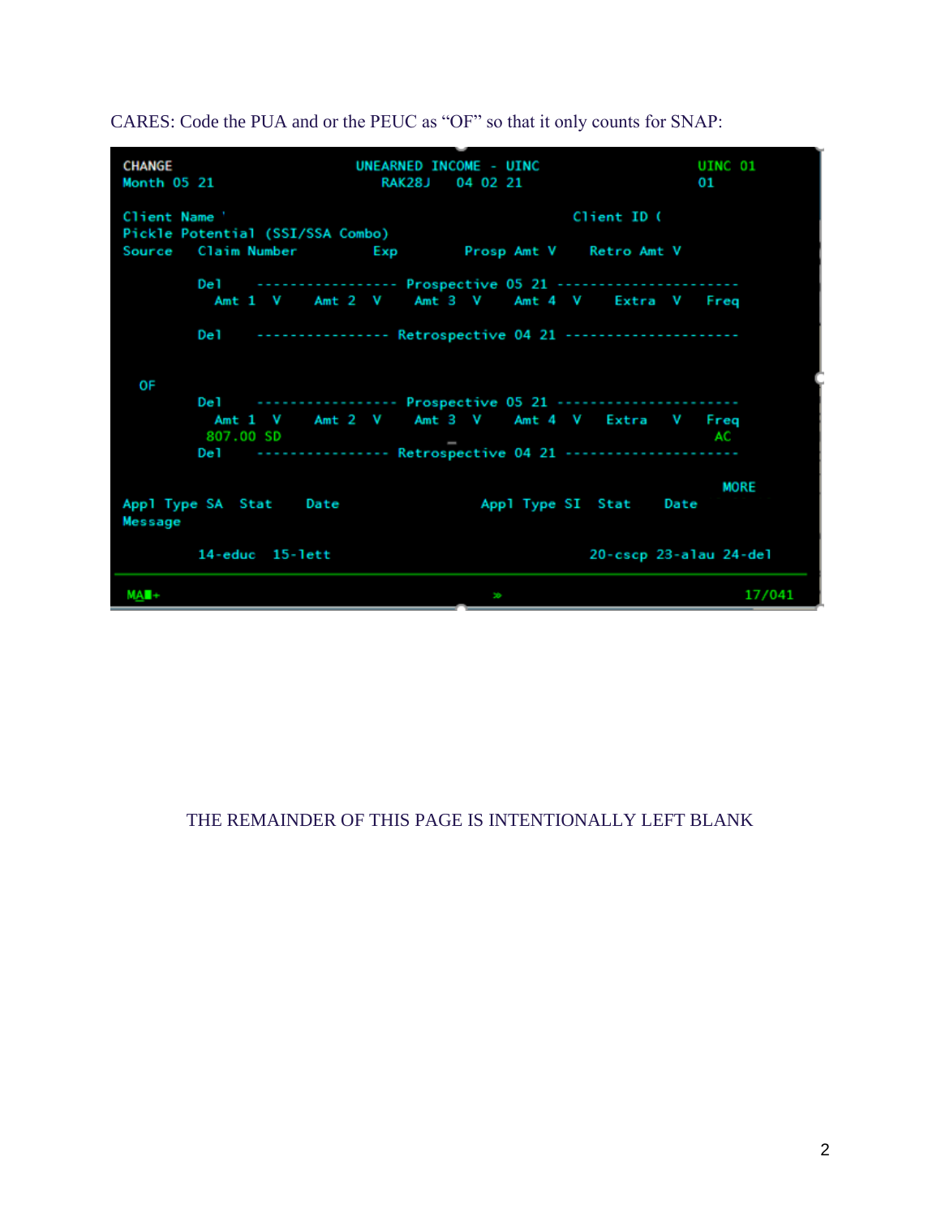CARES: Code the PUA and or the PEUC as "OF" so that it only counts for SNAP:

```
CHANGE                          UNEARNED INCOME - UINC                    UINC 01
Month 05 21                      RAK28J    04 02 21                        01

Client Name '                                                Client ID (
Pickle Potential (SSI/SSA Combo)
Source      Claim Number          Exp          Prosp Amt V     Retro Amt V

            Del     ----------------- Prospective 05 21 ---------------------
              Amt 1  V     Amt 2  V     Amt 3  V     Amt 4  V     Extra  V    Freq

            Del     ---------------- Retrospective 04 21 --------------------


   OF
            Del     ----------------- Prospective 05 21 ---------------------
              Amt 1  V     Amt 2  V     Amt 3  V     Amt 4  V    Extra    V    Freq
             807.00 SD                                                         AC
            Del     ---------------- Retrospective 04 21 --------------------

                                                                            MORE
Appl Type SA  Stat     Date                    Appl Type SI  Stat     Date
Message

            14-educ  15-lett                              20-cscp 23-alau 24-del

MA                                  »                                       17/041
```

THE REMAINDER OF THIS PAGE IS INTENTIONALLY LEFT BLANK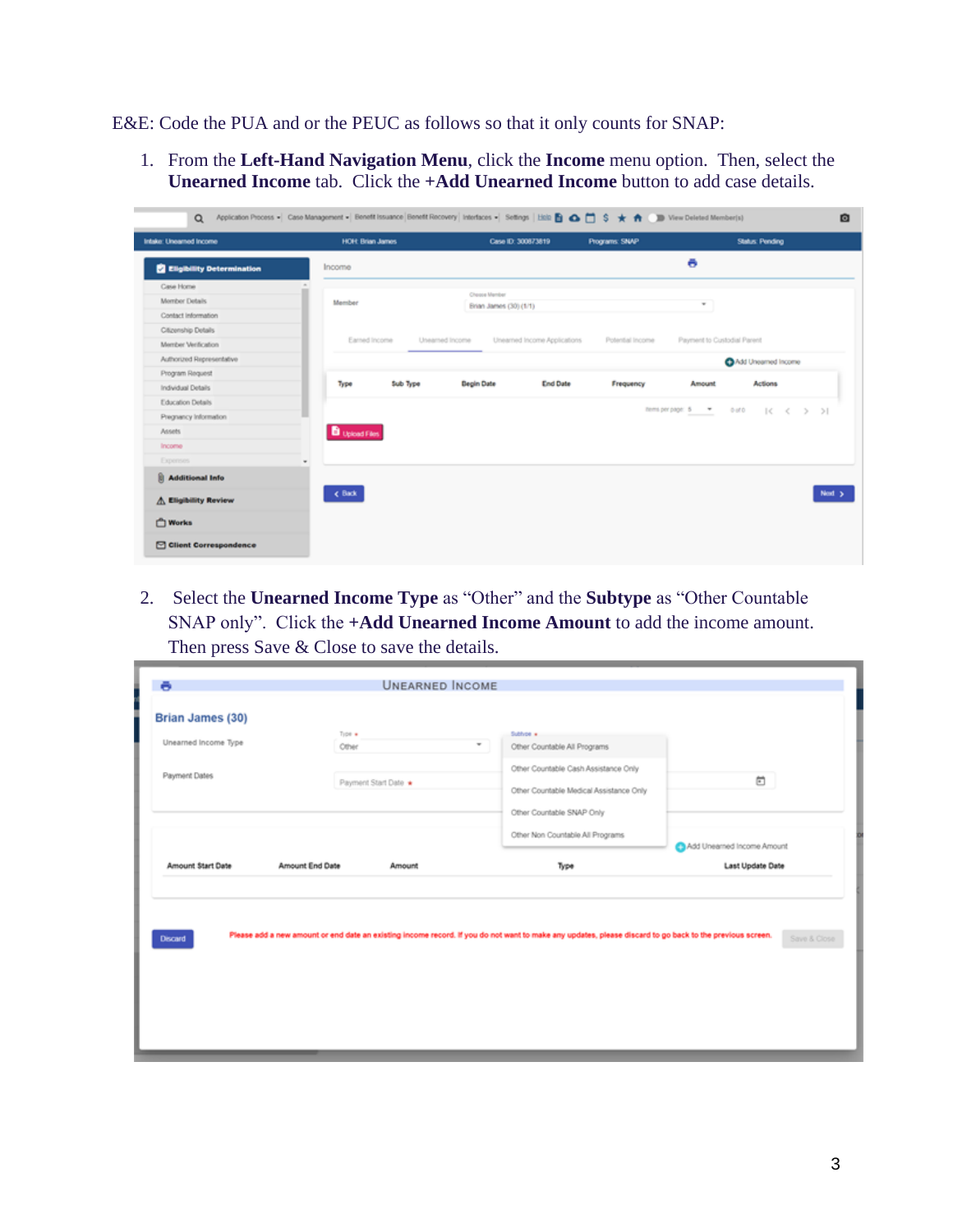E&E: Code the PUA and or the PEUC as follows so that it only counts for SNAP:

1. From the **Left-Hand Navigation Menu**, click the **Income** menu option. Then, select the **Unearned Income** tab. Click the **+Add Unearned Income** button to add case details.

2. Select the **Unearned Income Type** as "Other" and the **Subtype** as "Other Countable SNAP only". Click the **+Add Unearned Income Amount** to add the income amount. Then press Save & Close to save the details.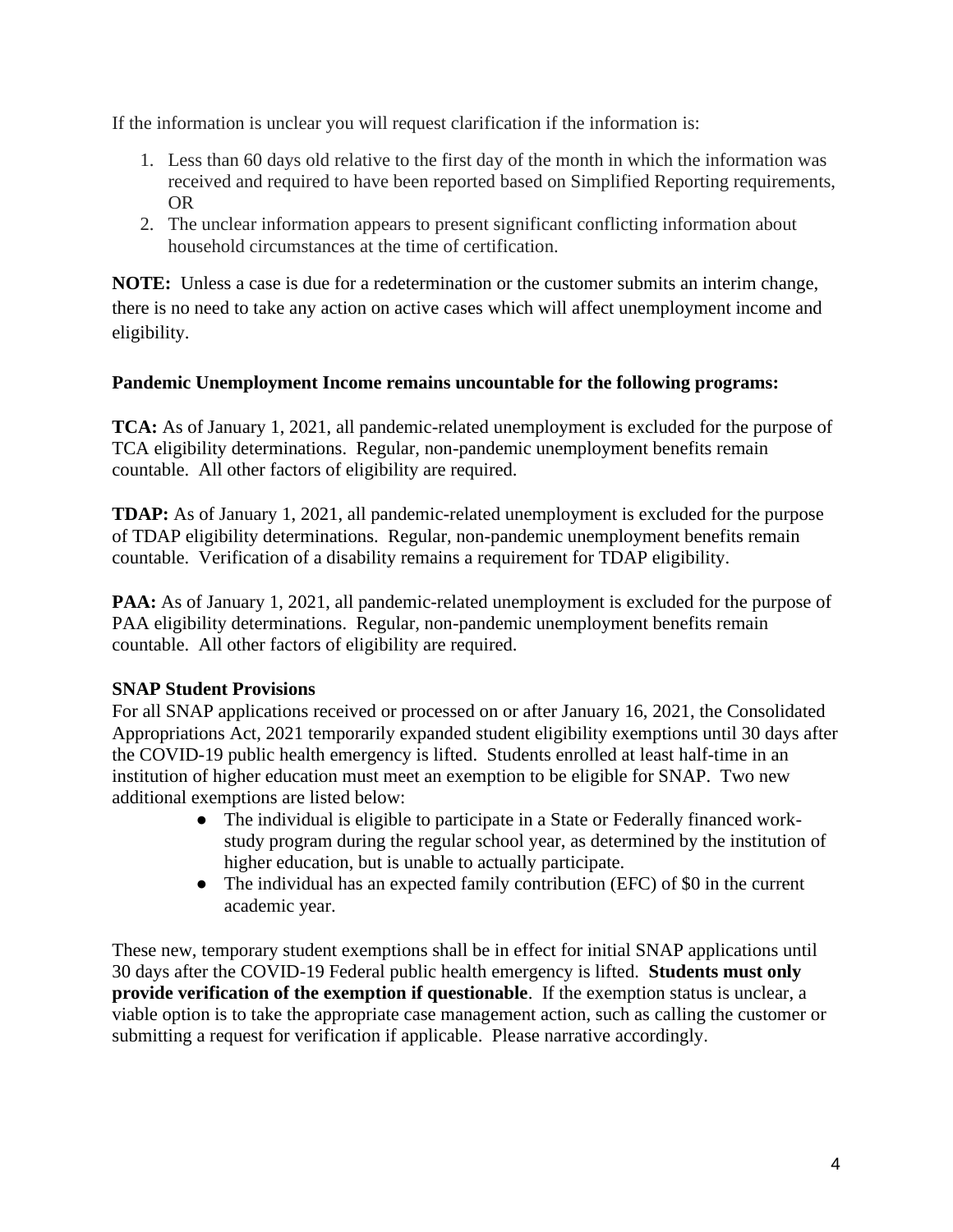If the information is unclear you will request clarification if the information is:

1. Less than 60 days old relative to the first day of the month in which the information was received and required to have been reported based on Simplified Reporting requirements, OR
2. The unclear information appears to present significant conflicting information about household circumstances at the time of certification.

**NOTE:** Unless a case is due for a redetermination or the customer submits an interim change, there is no need to take any action on active cases which will affect unemployment income and eligibility.

**Pandemic Unemployment Income remains uncountable for the following programs:**

**TCA:** As of January 1, 2021, all pandemic-related unemployment is excluded for the purpose of TCA eligibility determinations. Regular, non-pandemic unemployment benefits remain countable. All other factors of eligibility are required.

**TDAP:** As of January 1, 2021, all pandemic-related unemployment is excluded for the purpose of TDAP eligibility determinations. Regular, non-pandemic unemployment benefits remain countable. Verification of a disability remains a requirement for TDAP eligibility.

**PAA:** As of January 1, 2021, all pandemic-related unemployment is excluded for the purpose of PAA eligibility determinations. Regular, non-pandemic unemployment benefits remain countable. All other factors of eligibility are required.

**SNAP Student Provisions**

For all SNAP applications received or processed on or after January 16, 2021, the Consolidated Appropriations Act, 2021 temporarily expanded student eligibility exemptions until 30 days after the COVID-19 public health emergency is lifted. Students enrolled at least half-time in an institution of higher education must meet an exemption to be eligible for SNAP. Two new additional exemptions are listed below:

- The individual is eligible to participate in a State or Federally financed work-study program during the regular school year, as determined by the institution of higher education, but is unable to actually participate.
- The individual has an expected family contribution (EFC) of $0 in the current academic year.

These new, temporary student exemptions shall be in effect for initial SNAP applications until 30 days after the COVID-19 Federal public health emergency is lifted. **Students must only provide verification of the exemption if questionable**. If the exemption status is unclear, a viable option is to take the appropriate case management action, such as calling the customer or submitting a request for verification if applicable. Please narrative accordingly.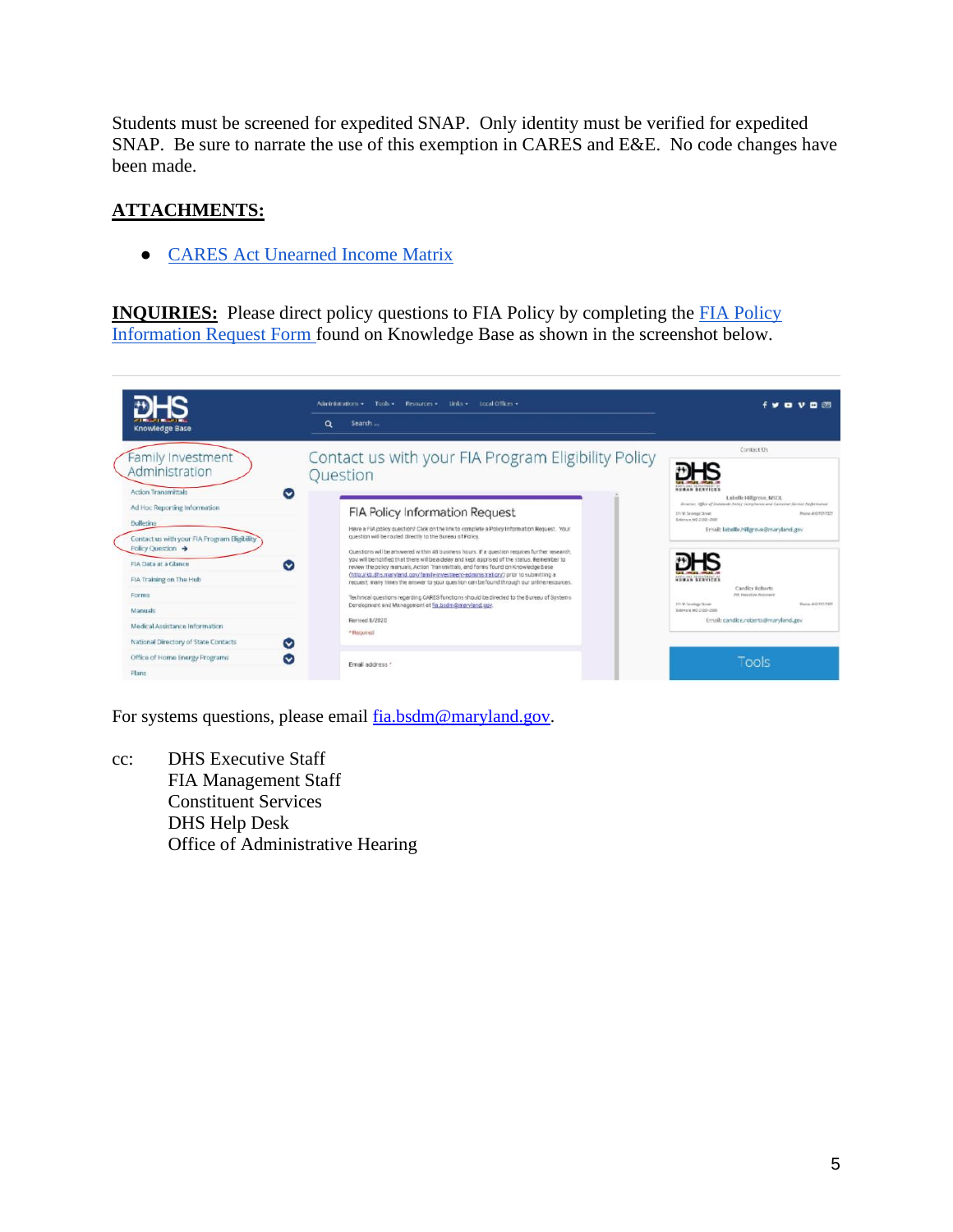Students must be screened for expedited SNAP. Only identity must be verified for expedited SNAP. Be sure to narrate the use of this exemption in CARES and E&E. No code changes have been made.

## ATTACHMENTS:

- CARES Act Unearned Income Matrix

**INQUIRIES:** Please direct policy questions to FIA Policy by completing the FIA Policy Information Request Form found on Knowledge Base as shown in the screenshot below.

For systems questions, please email fia.bsdm@maryland.gov.

cc: DHS Executive Staff
FIA Management Staff
Constituent Services
DHS Help Desk
Office of Administrative Hearing